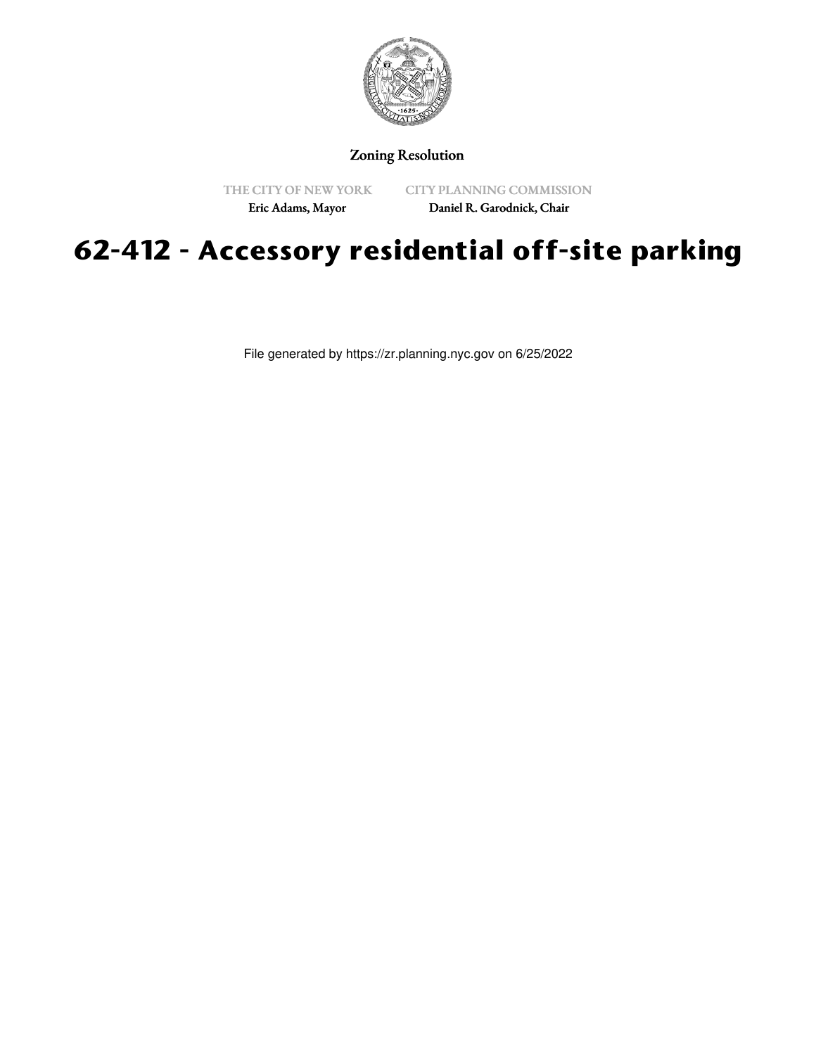Zoning Resolution

THE CITY OF NEW YORK
Eric Adams, Mayor

CITY PLANNING COMMISSION
Daniel R. Garodnick, Chair

# 62-412 - Accessory residential off-site parking

File generated by https://zr.planning.nyc.gov on 6/25/2022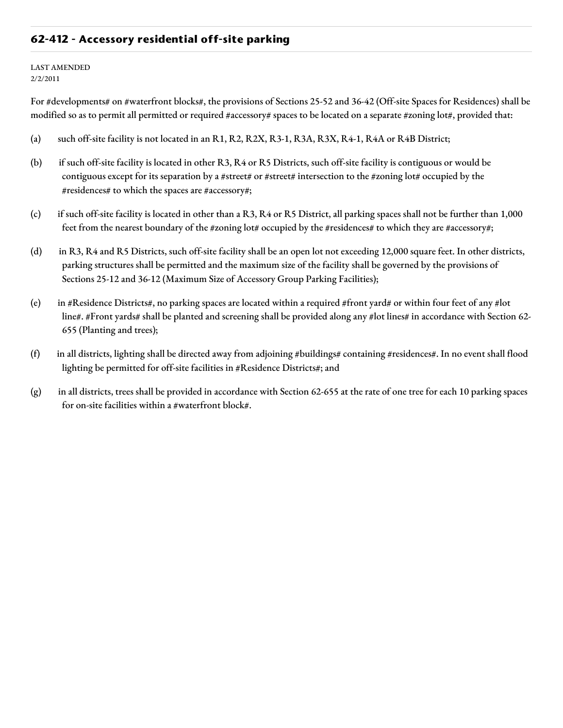## 62-412 - Accessory residential off-site parking

LAST AMENDED
2/2/2011

For #developments# on #waterfront blocks#, the provisions of Sections 25-52 and 36-42 (Off-site Spaces for Residences) shall be modified so as to permit all permitted or required #accessory# spaces to be located on a separate #zoning lot#, provided that:

(a) such off-site facility is not located in an R1, R2, R2X, R3-1, R3A, R3X, R4-1, R4A or R4B District;

(b) if such off-site facility is located in other R3, R4 or R5 Districts, such off-site facility is contiguous or would be contiguous except for its separation by a #street# or #street# intersection to the #zoning lot# occupied by the #residences# to which the spaces are #accessory#;

(c) if such off-site facility is located in other than a R3, R4 or R5 District, all parking spaces shall not be further than 1,000 feet from the nearest boundary of the #zoning lot# occupied by the #residences# to which they are #accessory#;

(d) in R3, R4 and R5 Districts, such off-site facility shall be an open lot not exceeding 12,000 square feet. In other districts, parking structures shall be permitted and the maximum size of the facility shall be governed by the provisions of Sections 25-12 and 36-12 (Maximum Size of Accessory Group Parking Facilities);

(e) in #Residence Districts#, no parking spaces are located within a required #front yard# or within four feet of any #lot line#. #Front yards# shall be planted and screening shall be provided along any #lot lines# in accordance with Section 62-655 (Planting and trees);

(f) in all districts, lighting shall be directed away from adjoining #buildings# containing #residences#. In no event shall flood lighting be permitted for off-site facilities in #Residence Districts#; and

(g) in all districts, trees shall be provided in accordance with Section 62-655 at the rate of one tree for each 10 parking spaces for on-site facilities within a #waterfront block#.